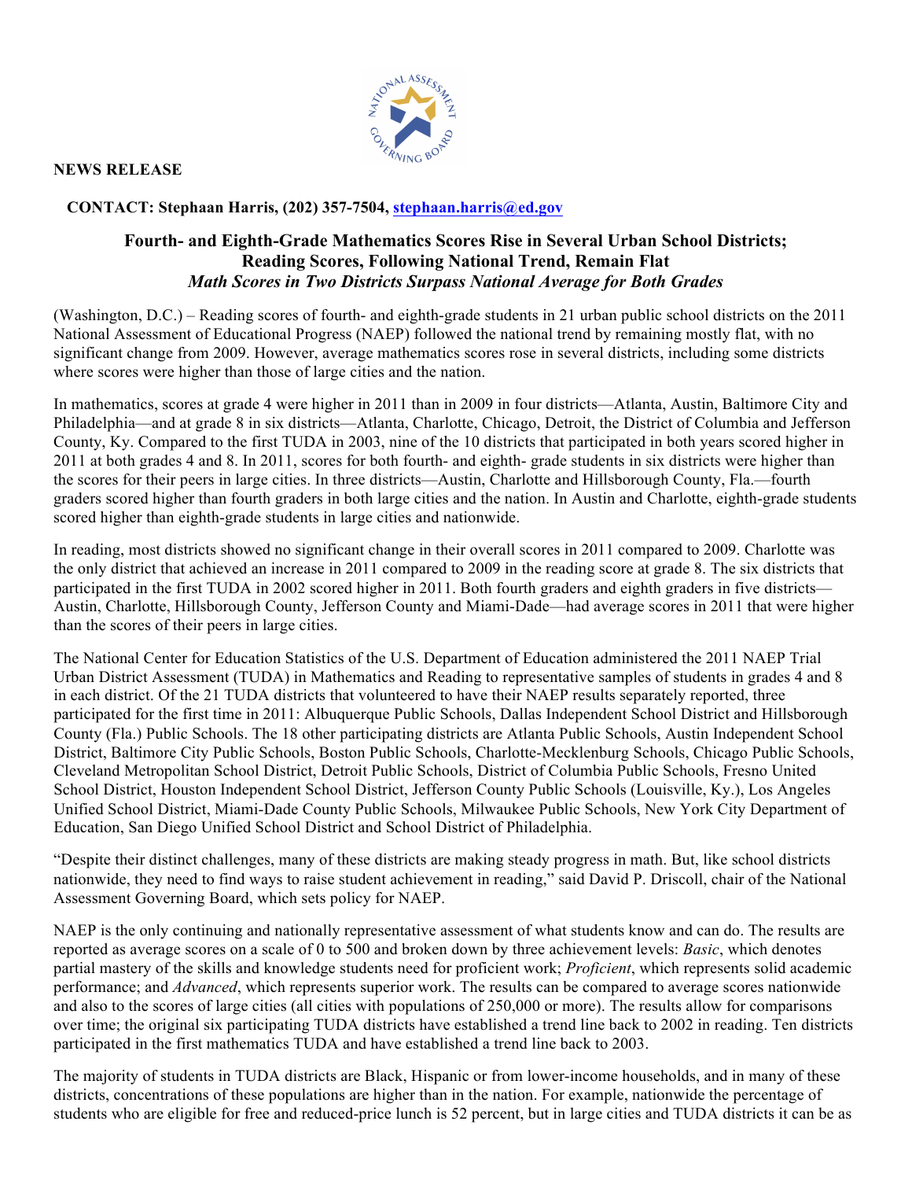**NEWS RELEASE**

**CONTACT: Stephaan Harris, (202) 357-7504, stephaan.harris@ed.gov**

# Fourth- and Eighth-Grade Mathematics Scores Rise in Several Urban School Districts; Reading Scores, Following National Trend, Remain Flat

### *Math Scores in Two Districts Surpass National Average for Both Grades*

(Washington, D.C.) – Reading scores of fourth- and eighth-grade students in 21 urban public school districts on the 2011 National Assessment of Educational Progress (NAEP) followed the national trend by remaining mostly flat, with no significant change from 2009. However, average mathematics scores rose in several districts, including some districts where scores were higher than those of large cities and the nation.

In mathematics, scores at grade 4 were higher in 2011 than in 2009 in four districts—Atlanta, Austin, Baltimore City and Philadelphia—and at grade 8 in six districts—Atlanta, Charlotte, Chicago, Detroit, the District of Columbia and Jefferson County, Ky. Compared to the first TUDA in 2003, nine of the 10 districts that participated in both years scored higher in 2011 at both grades 4 and 8. In 2011, scores for both fourth- and eighth- grade students in six districts were higher than the scores for their peers in large cities. In three districts—Austin, Charlotte and Hillsborough County, Fla.—fourth graders scored higher than fourth graders in both large cities and the nation. In Austin and Charlotte, eighth-grade students scored higher than eighth-grade students in large cities and nationwide.

In reading, most districts showed no significant change in their overall scores in 2011 compared to 2009. Charlotte was the only district that achieved an increase in 2011 compared to 2009 in the reading score at grade 8. The six districts that participated in the first TUDA in 2002 scored higher in 2011. Both fourth graders and eighth graders in five districts—Austin, Charlotte, Hillsborough County, Jefferson County and Miami-Dade—had average scores in 2011 that were higher than the scores of their peers in large cities.

The National Center for Education Statistics of the U.S. Department of Education administered the 2011 NAEP Trial Urban District Assessment (TUDA) in Mathematics and Reading to representative samples of students in grades 4 and 8 in each district. Of the 21 TUDA districts that volunteered to have their NAEP results separately reported, three participated for the first time in 2011: Albuquerque Public Schools, Dallas Independent School District and Hillsborough County (Fla.) Public Schools. The 18 other participating districts are Atlanta Public Schools, Austin Independent School District, Baltimore City Public Schools, Boston Public Schools, Charlotte-Mecklenburg Schools, Chicago Public Schools, Cleveland Metropolitan School District, Detroit Public Schools, District of Columbia Public Schools, Fresno United School District, Houston Independent School District, Jefferson County Public Schools (Louisville, Ky.), Los Angeles Unified School District, Miami-Dade County Public Schools, Milwaukee Public Schools, New York City Department of Education, San Diego Unified School District and School District of Philadelphia.

"Despite their distinct challenges, many of these districts are making steady progress in math. But, like school districts nationwide, they need to find ways to raise student achievement in reading," said David P. Driscoll, chair of the National Assessment Governing Board, which sets policy for NAEP.

NAEP is the only continuing and nationally representative assessment of what students know and can do. The results are reported as average scores on a scale of 0 to 500 and broken down by three achievement levels: *Basic*, which denotes partial mastery of the skills and knowledge students need for proficient work; *Proficient*, which represents solid academic performance; and *Advanced*, which represents superior work. The results can be compared to average scores nationwide and also to the scores of large cities (all cities with populations of 250,000 or more). The results allow for comparisons over time; the original six participating TUDA districts have established a trend line back to 2002 in reading. Ten districts participated in the first mathematics TUDA and have established a trend line back to 2003.

The majority of students in TUDA districts are Black, Hispanic or from lower-income households, and in many of these districts, concentrations of these populations are higher than in the nation. For example, nationwide the percentage of students who are eligible for free and reduced-price lunch is 52 percent, but in large cities and TUDA districts it can be as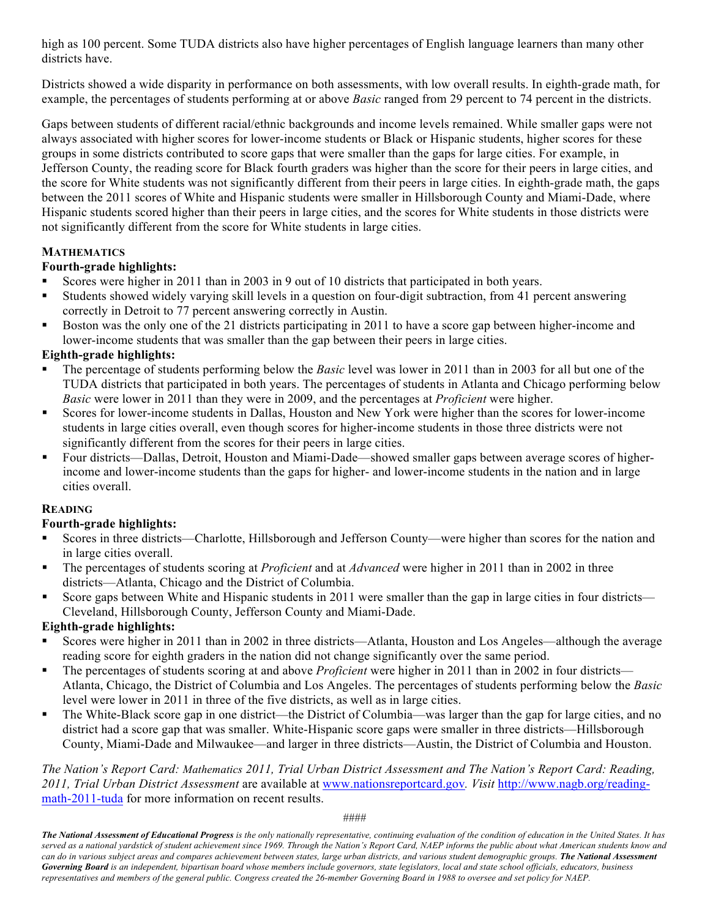high as 100 percent. Some TUDA districts also have higher percentages of English language learners than many other districts have.

Districts showed a wide disparity in performance on both assessments, with low overall results. In eighth-grade math, for example, the percentages of students performing at or above *Basic* ranged from 29 percent to 74 percent in the districts.

Gaps between students of different racial/ethnic backgrounds and income levels remained. While smaller gaps were not always associated with higher scores for lower-income students or Black or Hispanic students, higher scores for these groups in some districts contributed to score gaps that were smaller than the gaps for large cities. For example, in Jefferson County, the reading score for Black fourth graders was higher than the score for their peers in large cities, and the score for White students was not significantly different from their peers in large cities. In eighth-grade math, the gaps between the 2011 scores of White and Hispanic students were smaller in Hillsborough County and Miami-Dade, where Hispanic students scored higher than their peers in large cities, and the scores for White students in those districts were not significantly different from the score for White students in large cities.

## MATHEMATICS

**Fourth-grade highlights:**

- Scores were higher in 2011 than in 2003 in 9 out of 10 districts that participated in both years.
- Students showed widely varying skill levels in a question on four-digit subtraction, from 41 percent answering correctly in Detroit to 77 percent answering correctly in Austin.
- Boston was the only one of the 21 districts participating in 2011 to have a score gap between higher-income and lower-income students that was smaller than the gap between their peers in large cities.

**Eighth-grade highlights:**

- The percentage of students performing below the *Basic* level was lower in 2011 than in 2003 for all but one of the TUDA districts that participated in both years. The percentages of students in Atlanta and Chicago performing below *Basic* were lower in 2011 than they were in 2009, and the percentages at *Proficient* were higher.
- Scores for lower-income students in Dallas, Houston and New York were higher than the scores for lower-income students in large cities overall, even though scores for higher-income students in those three districts were not significantly different from the scores for their peers in large cities.
- Four districts—Dallas, Detroit, Houston and Miami-Dade—showed smaller gaps between average scores of higher-income and lower-income students than the gaps for higher- and lower-income students in the nation and in large cities overall.

## READING

**Fourth-grade highlights:**

- Scores in three districts—Charlotte, Hillsborough and Jefferson County—were higher than scores for the nation and in large cities overall.
- The percentages of students scoring at *Proficient* and at *Advanced* were higher in 2011 than in 2002 in three districts—Atlanta, Chicago and the District of Columbia.
- Score gaps between White and Hispanic students in 2011 were smaller than the gap in large cities in four districts—Cleveland, Hillsborough County, Jefferson County and Miami-Dade.

**Eighth-grade highlights:**

- Scores were higher in 2011 than in 2002 in three districts—Atlanta, Houston and Los Angeles—although the average reading score for eighth graders in the nation did not change significantly over the same period.
- The percentages of students scoring at and above *Proficient* were higher in 2011 than in 2002 in four districts—Atlanta, Chicago, the District of Columbia and Los Angeles. The percentages of students performing below the *Basic* level were lower in 2011 in three of the five districts, as well as in large cities.
- The White-Black score gap in one district—the District of Columbia—was larger than the gap for large cities, and no district had a score gap that was smaller. White-Hispanic score gaps were smaller in three districts—Hillsborough County, Miami-Dade and Milwaukee—and larger in three districts—Austin, the District of Columbia and Houston.

*The Nation's Report Card: Mathematics 2011, Trial Urban District Assessment and The Nation's Report Card: Reading, 2011, Trial Urban District Assessment* are available at [www.nationsreportcard.gov](www.nationsreportcard.gov). *Visit* [http://www.nagb.org/reading-math-2011-tuda](http://www.nagb.org/reading-math-2011-tuda) for more information on recent results.

####

***The National Assessment of Educational Progress*** *is the only nationally representative, continuing evaluation of the condition of education in the United States. It has served as a national yardstick of student achievement since 1969. Through the Nation's Report Card, NAEP informs the public about what American students know and can do in various subject areas and compares achievement between states, large urban districts, and various student demographic groups.* ***The National Assessment Governing Board*** *is an independent, bipartisan board whose members include governors, state legislators, local and state school officials, educators, business representatives and members of the general public. Congress created the 26-member Governing Board in 1988 to oversee and set policy for NAEP.*